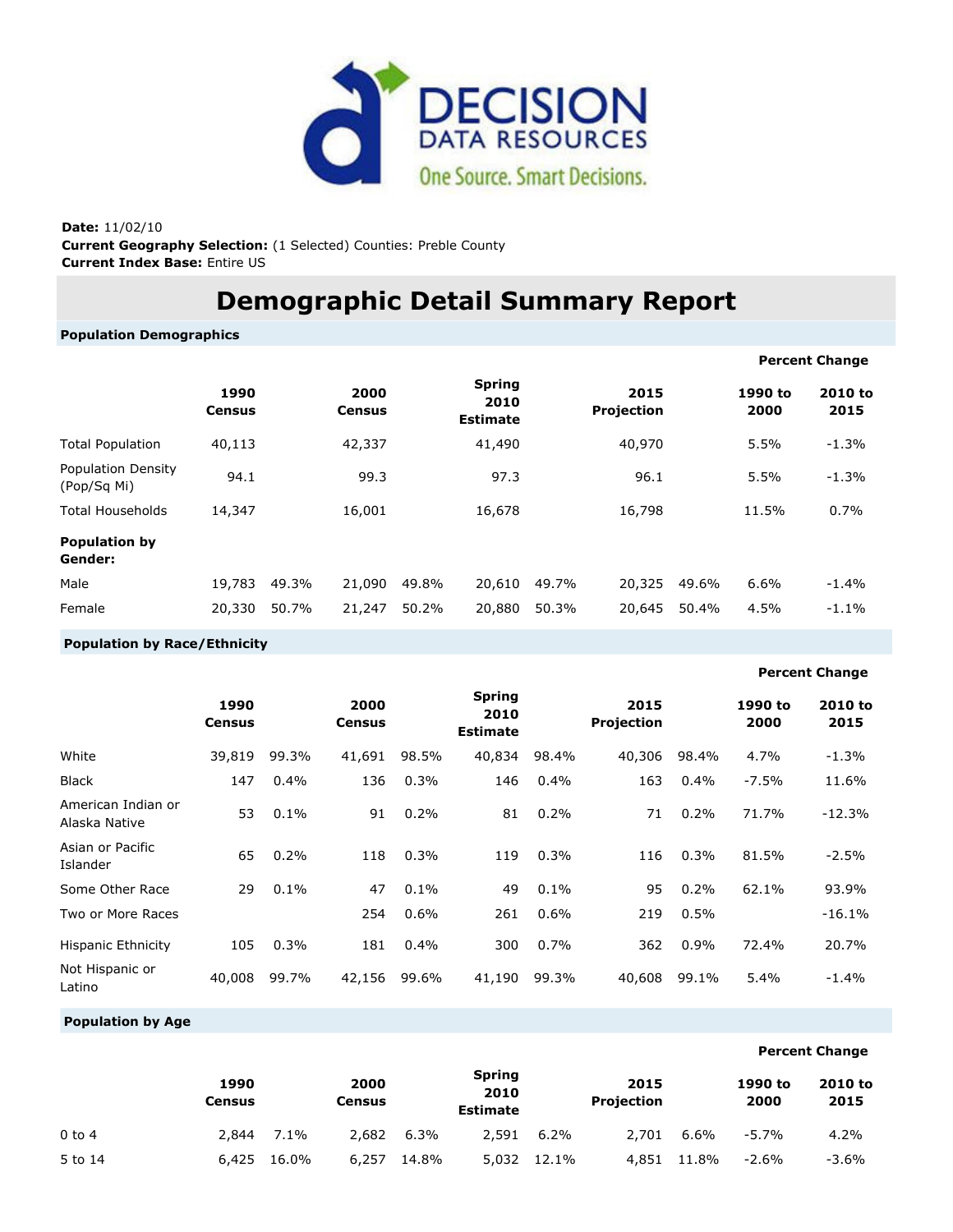**Date:** 11/02/10
**Current Geography Selection:** (1 Selected) Counties: Preble County
**Current Index Base:** Entire US

# Demographic Detail Summary Report

## Population Demographics

| | 1990 Census | | 2000 Census | | Spring 2010 Estimate | | 2015 Projection | | Percent Change 1990 to 2000 | Percent Change 2010 to 2015 |
|---|---|---|---|---|---|---|---|---|---|---|
| Total Population | 40,113 | | 42,337 | | 41,490 | | 40,970 | | 5.5% | -1.3% |
| Population Density (Pop/Sq Mi) | 94.1 | | 99.3 | | 97.3 | | 96.1 | | 5.5% | -1.3% |
| Total Households | 14,347 | | 16,001 | | 16,678 | | 16,798 | | 11.5% | 0.7% |
| **Population by Gender:** | | | | | | | | | | |
| Male | 19,783 | 49.3% | 21,090 | 49.8% | 20,610 | 49.7% | 20,325 | 49.6% | 6.6% | -1.4% |
| Female | 20,330 | 50.7% | 21,247 | 50.2% | 20,880 | 50.3% | 20,645 | 50.4% | 4.5% | -1.1% |

## Population by Race/Ethnicity

| | 1990 Census | | 2000 Census | | Spring 2010 Estimate | | 2015 Projection | | Percent Change 1990 to 2000 | Percent Change 2010 to 2015 |
|---|---|---|---|---|---|---|---|---|---|---|
| White | 39,819 | 99.3% | 41,691 | 98.5% | 40,834 | 98.4% | 40,306 | 98.4% | 4.7% | -1.3% |
| Black | 147 | 0.4% | 136 | 0.3% | 146 | 0.4% | 163 | 0.4% | -7.5% | 11.6% |
| American Indian or Alaska Native | 53 | 0.1% | 91 | 0.2% | 81 | 0.2% | 71 | 0.2% | 71.7% | -12.3% |
| Asian or Pacific Islander | 65 | 0.2% | 118 | 0.3% | 119 | 0.3% | 116 | 0.3% | 81.5% | -2.5% |
| Some Other Race | 29 | 0.1% | 47 | 0.1% | 49 | 0.1% | 95 | 0.2% | 62.1% | 93.9% |
| Two or More Races | | | 254 | 0.6% | 261 | 0.6% | 219 | 0.5% | | -16.1% |
| Hispanic Ethnicity | 105 | 0.3% | 181 | 0.4% | 300 | 0.7% | 362 | 0.9% | 72.4% | 20.7% |
| Not Hispanic or Latino | 40,008 | 99.7% | 42,156 | 99.6% | 41,190 | 99.3% | 40,608 | 99.1% | 5.4% | -1.4% |

## Population by Age

| | 1990 Census | | 2000 Census | | Spring 2010 Estimate | | 2015 Projection | | Percent Change 1990 to 2000 | Percent Change 2010 to 2015 |
|---|---|---|---|---|---|---|---|---|---|---|
| 0 to 4 | 2,844 | 7.1% | 2,682 | 6.3% | 2,591 | 6.2% | 2,701 | 6.6% | -5.7% | 4.2% |
| 5 to 14 | 6,425 | 16.0% | 6,257 | 14.8% | 5,032 | 12.1% | 4,851 | 11.8% | -2.6% | -3.6% |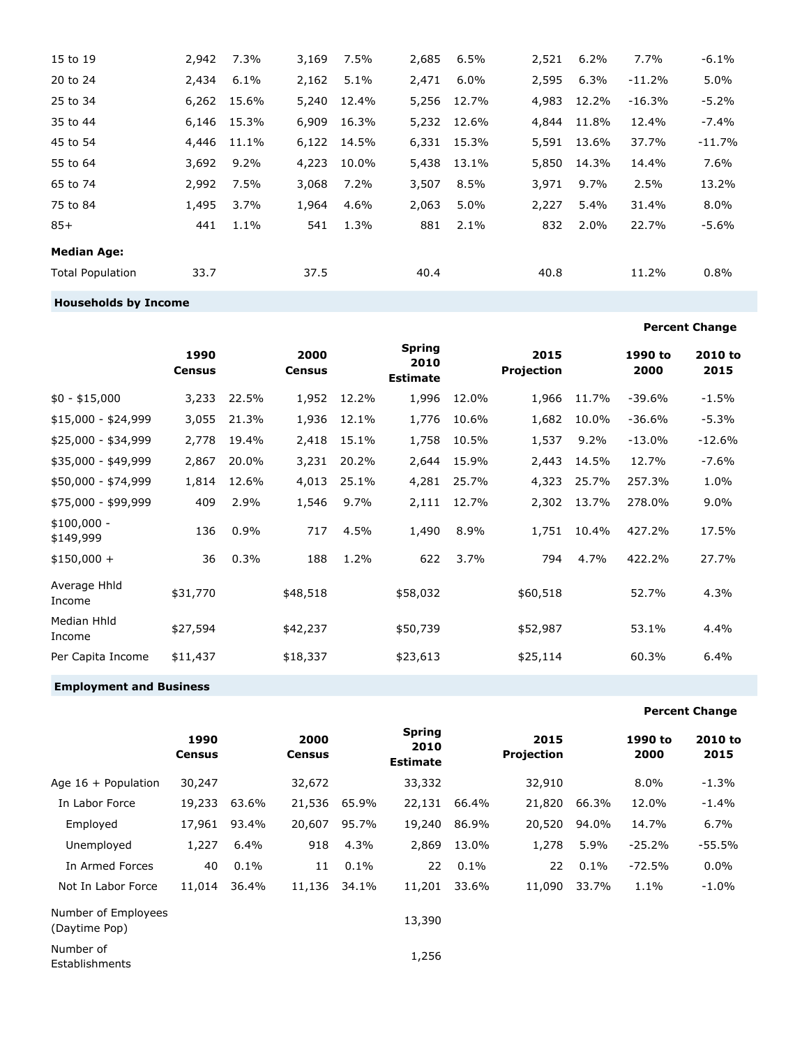| | | | | | | | | | | |
|---|---|---|---|---|---|---|---|---|---|---|
| 15 to 19 | 2,942 | 7.3% | 3,169 | 7.5% | 2,685 | 6.5% | 2,521 | 6.2% | 7.7% | -6.1% |
| 20 to 24 | 2,434 | 6.1% | 2,162 | 5.1% | 2,471 | 6.0% | 2,595 | 6.3% | -11.2% | 5.0% |
| 25 to 34 | 6,262 | 15.6% | 5,240 | 12.4% | 5,256 | 12.7% | 4,983 | 12.2% | -16.3% | -5.2% |
| 35 to 44 | 6,146 | 15.3% | 6,909 | 16.3% | 5,232 | 12.6% | 4,844 | 11.8% | 12.4% | -7.4% |
| 45 to 54 | 4,446 | 11.1% | 6,122 | 14.5% | 6,331 | 15.3% | 5,591 | 13.6% | 37.7% | -11.7% |
| 55 to 64 | 3,692 | 9.2% | 4,223 | 10.0% | 5,438 | 13.1% | 5,850 | 14.3% | 14.4% | 7.6% |
| 65 to 74 | 2,992 | 7.5% | 3,068 | 7.2% | 3,507 | 8.5% | 3,971 | 9.7% | 2.5% | 13.2% |
| 75 to 84 | 1,495 | 3.7% | 1,964 | 4.6% | 2,063 | 5.0% | 2,227 | 5.4% | 31.4% | 8.0% |
| 85+ | 441 | 1.1% | 541 | 1.3% | 881 | 2.1% | 832 | 2.0% | 22.7% | -5.6% |
| **Median Age:** | | | | | | | | | | |
| Total Population | 33.7 | | 37.5 | | 40.4 | | 40.8 | | 11.2% | 0.8% |

### Households by Income

| | 1990 Census | | 2000 Census | | Spring 2010 Estimate | | 2015 Projection | | Percent Change 1990 to 2000 | Percent Change 2010 to 2015 |
|---|---|---|---|---|---|---|---|---|---|---|
| $0 - $15,000 | 3,233 | 22.5% | 1,952 | 12.2% | 1,996 | 12.0% | 1,966 | 11.7% | -39.6% | -1.5% |
| $15,000 - $24,999 | 3,055 | 21.3% | 1,936 | 12.1% | 1,776 | 10.6% | 1,682 | 10.0% | -36.6% | -5.3% |
| $25,000 - $34,999 | 2,778 | 19.4% | 2,418 | 15.1% | 1,758 | 10.5% | 1,537 | 9.2% | -13.0% | -12.6% |
| $35,000 - $49,999 | 2,867 | 20.0% | 3,231 | 20.2% | 2,644 | 15.9% | 2,443 | 14.5% | 12.7% | -7.6% |
| $50,000 - $74,999 | 1,814 | 12.6% | 4,013 | 25.1% | 4,281 | 25.7% | 4,323 | 25.7% | 257.3% | 1.0% |
| $75,000 - $99,999 | 409 | 2.9% | 1,546 | 9.7% | 2,111 | 12.7% | 2,302 | 13.7% | 278.0% | 9.0% |
| $100,000 - $149,999 | 136 | 0.9% | 717 | 4.5% | 1,490 | 8.9% | 1,751 | 10.4% | 427.2% | 17.5% |
| $150,000 + | 36 | 0.3% | 188 | 1.2% | 622 | 3.7% | 794 | 4.7% | 422.2% | 27.7% |
| Average Hhld Income | $31,770 | | $48,518 | | $58,032 | | $60,518 | | 52.7% | 4.3% |
| Median Hhld Income | $27,594 | | $42,237 | | $50,739 | | $52,987 | | 53.1% | 4.4% |
| Per Capita Income | $11,437 | | $18,337 | | $23,613 | | $25,114 | | 60.3% | 6.4% |

### Employment and Business

| | 1990 Census | | 2000 Census | | Spring 2010 Estimate | | 2015 Projection | | Percent Change 1990 to 2000 | Percent Change 2010 to 2015 |
|---|---|---|---|---|---|---|---|---|---|---|
| Age 16 + Population | 30,247 | | 32,672 | | 33,332 | | 32,910 | | 8.0% | -1.3% |
| In Labor Force | 19,233 | 63.6% | 21,536 | 65.9% | 22,131 | 66.4% | 21,820 | 66.3% | 12.0% | -1.4% |
| Employed | 17,961 | 93.4% | 20,607 | 95.7% | 19,240 | 86.9% | 20,520 | 94.0% | 14.7% | 6.7% |
| Unemployed | 1,227 | 6.4% | 918 | 4.3% | 2,869 | 13.0% | 1,278 | 5.9% | -25.2% | -55.5% |
| In Armed Forces | 40 | 0.1% | 11 | 0.1% | 22 | 0.1% | 22 | 0.1% | -72.5% | 0.0% |
| Not In Labor Force | 11,014 | 36.4% | 11,136 | 34.1% | 11,201 | 33.6% | 11,090 | 33.7% | 1.1% | -1.0% |
| Number of Employees (Daytime Pop) | | | | | 13,390 | | | | | |
| Number of Establishments | | | | | 1,256 | | | | | |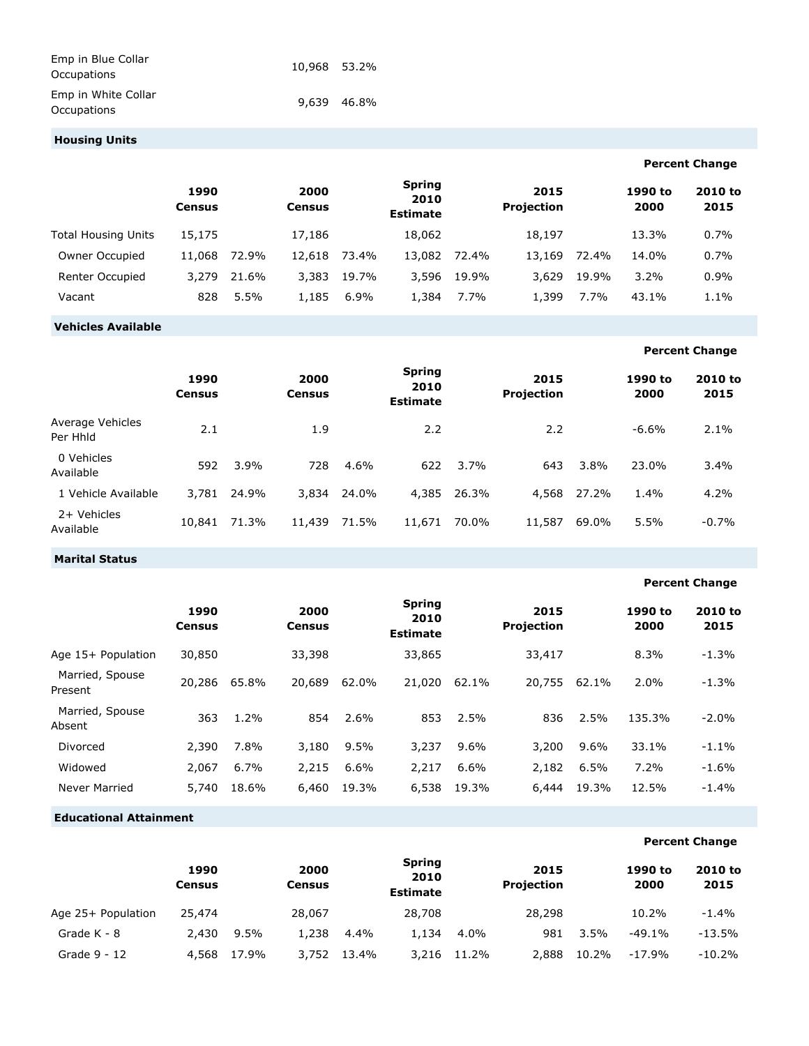| | | |
|---|---|---|
| Emp in Blue Collar Occupations | 10,968 | 53.2% |
| Emp in White Collar Occupations | 9,639 | 46.8% |

## Housing Units

| | 1990 Census | | 2000 Census | | Spring 2010 Estimate | | 2015 Projection | | Percent Change 1990 to 2000 | Percent Change 2010 to 2015 |
|---|---|---|---|---|---|---|---|---|---|---|
| Total Housing Units | 15,175 | | 17,186 | | 18,062 | | 18,197 | | 13.3% | 0.7% |
| Owner Occupied | 11,068 | 72.9% | 12,618 | 73.4% | 13,082 | 72.4% | 13,169 | 72.4% | 14.0% | 0.7% |
| Renter Occupied | 3,279 | 21.6% | 3,383 | 19.7% | 3,596 | 19.9% | 3,629 | 19.9% | 3.2% | 0.9% |
| Vacant | 828 | 5.5% | 1,185 | 6.9% | 1,384 | 7.7% | 1,399 | 7.7% | 43.1% | 1.1% |

## Vehicles Available

| | 1990 Census | | 2000 Census | | Spring 2010 Estimate | | 2015 Projection | | Percent Change 1990 to 2000 | Percent Change 2010 to 2015 |
|---|---|---|---|---|---|---|---|---|---|---|
| Average Vehicles Per Hhld | 2.1 | | 1.9 | | 2.2 | | 2.2 | | -6.6% | 2.1% |
| 0 Vehicles Available | 592 | 3.9% | 728 | 4.6% | 622 | 3.7% | 643 | 3.8% | 23.0% | 3.4% |
| 1 Vehicle Available | 3,781 | 24.9% | 3,834 | 24.0% | 4,385 | 26.3% | 4,568 | 27.2% | 1.4% | 4.2% |
| 2+ Vehicles Available | 10,841 | 71.3% | 11,439 | 71.5% | 11,671 | 70.0% | 11,587 | 69.0% | 5.5% | -0.7% |

## Marital Status

| | 1990 Census | | 2000 Census | | Spring 2010 Estimate | | 2015 Projection | | Percent Change 1990 to 2000 | Percent Change 2010 to 2015 |
|---|---|---|---|---|---|---|---|---|---|---|
| Age 15+ Population | 30,850 | | 33,398 | | 33,865 | | 33,417 | | 8.3% | -1.3% |
| Married, Spouse Present | 20,286 | 65.8% | 20,689 | 62.0% | 21,020 | 62.1% | 20,755 | 62.1% | 2.0% | -1.3% |
| Married, Spouse Absent | 363 | 1.2% | 854 | 2.6% | 853 | 2.5% | 836 | 2.5% | 135.3% | -2.0% |
| Divorced | 2,390 | 7.8% | 3,180 | 9.5% | 3,237 | 9.6% | 3,200 | 9.6% | 33.1% | -1.1% |
| Widowed | 2,067 | 6.7% | 2,215 | 6.6% | 2,217 | 6.6% | 2,182 | 6.5% | 7.2% | -1.6% |
| Never Married | 5,740 | 18.6% | 6,460 | 19.3% | 6,538 | 19.3% | 6,444 | 19.3% | 12.5% | -1.4% |

## Educational Attainment

| | 1990 Census | | 2000 Census | | Spring 2010 Estimate | | 2015 Projection | | Percent Change 1990 to 2000 | Percent Change 2010 to 2015 |
|---|---|---|---|---|---|---|---|---|---|---|
| Age 25+ Population | 25,474 | | 28,067 | | 28,708 | | 28,298 | | 10.2% | -1.4% |
| Grade K - 8 | 2,430 | 9.5% | 1,238 | 4.4% | 1,134 | 4.0% | 981 | 3.5% | -49.1% | -13.5% |
| Grade 9 - 12 | 4,568 | 17.9% | 3,752 | 13.4% | 3,216 | 11.2% | 2,888 | 10.2% | -17.9% | -10.2% |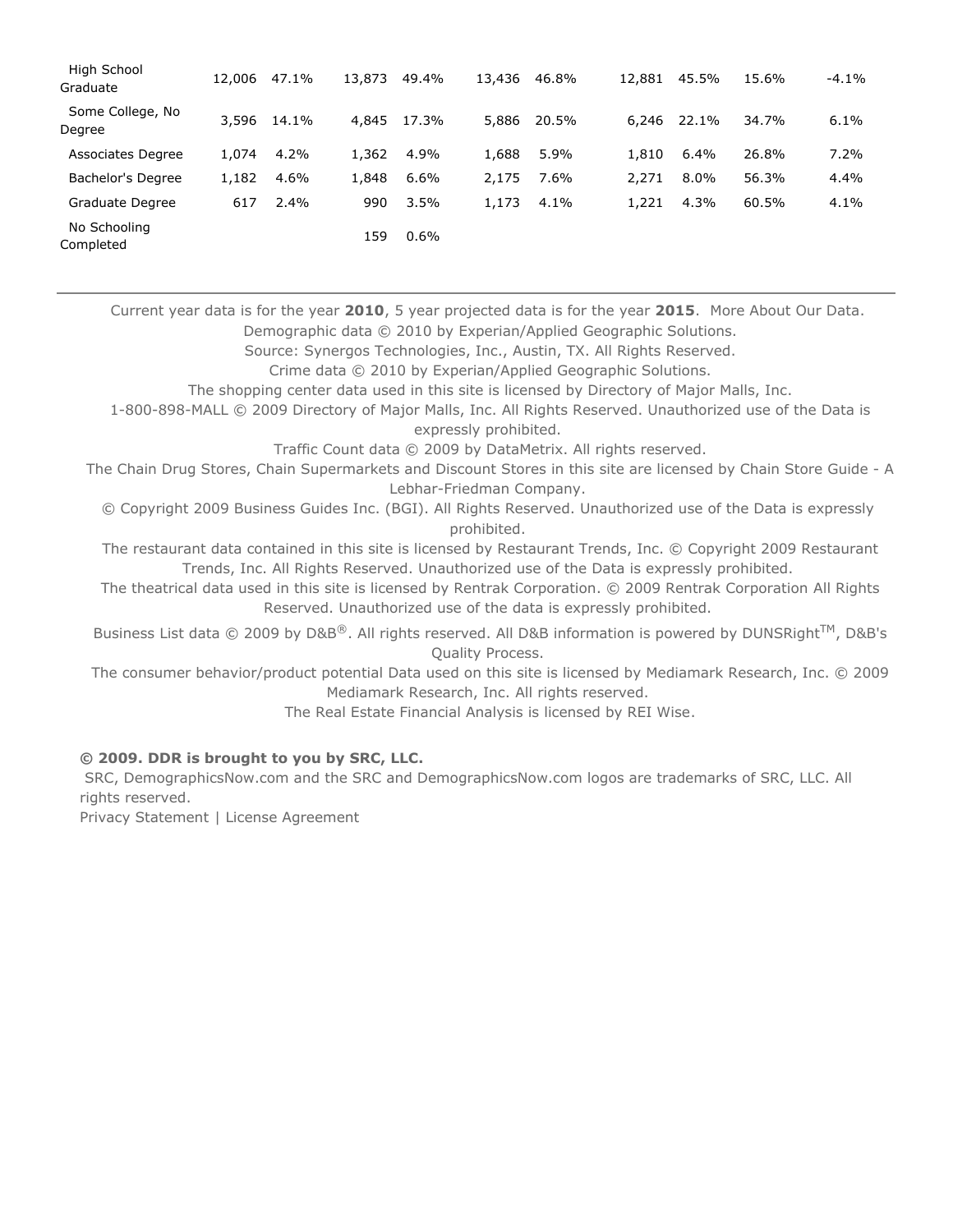| | | | | | | | | | | |
|---|---|---|---|---|---|---|---|---|---|---|
| High School Graduate | 12,006 | 47.1% | 13,873 | 49.4% | 13,436 | 46.8% | 12,881 | 45.5% | 15.6% | -4.1% |
| Some College, No Degree | 3,596 | 14.1% | 4,845 | 17.3% | 5,886 | 20.5% | 6,246 | 22.1% | 34.7% | 6.1% |
| Associates Degree | 1,074 | 4.2% | 1,362 | 4.9% | 1,688 | 5.9% | 1,810 | 6.4% | 26.8% | 7.2% |
| Bachelor's Degree | 1,182 | 4.6% | 1,848 | 6.6% | 2,175 | 7.6% | 2,271 | 8.0% | 56.3% | 4.4% |
| Graduate Degree | 617 | 2.4% | 990 | 3.5% | 1,173 | 4.1% | 1,221 | 4.3% | 60.5% | 4.1% |
| No Schooling Completed | | | 159 | 0.6% | | | | | | |

---

Current year data is for the year **2010**, 5 year projected data is for the year **2015**. More About Our Data.
Demographic data © 2010 by Experian/Applied Geographic Solutions.
Source: Synergos Technologies, Inc., Austin, TX. All Rights Reserved.
Crime data © 2010 by Experian/Applied Geographic Solutions.
The shopping center data used in this site is licensed by Directory of Major Malls, Inc.
1-800-898-MALL © 2009 Directory of Major Malls, Inc. All Rights Reserved. Unauthorized use of the Data is expressly prohibited.
Traffic Count data © 2009 by DataMetrix. All rights reserved.
The Chain Drug Stores, Chain Supermarkets and Discount Stores in this site are licensed by Chain Store Guide - A Lebhar-Friedman Company.
© Copyright 2009 Business Guides Inc. (BGI). All Rights Reserved. Unauthorized use of the Data is expressly prohibited.
The restaurant data contained in this site is licensed by Restaurant Trends, Inc. © Copyright 2009 Restaurant Trends, Inc. All Rights Reserved. Unauthorized use of the Data is expressly prohibited.
The theatrical data used in this site is licensed by Rentrak Corporation. © 2009 Rentrak Corporation All Rights Reserved. Unauthorized use of the data is expressly prohibited.
Business List data © 2009 by D&B®. All rights reserved. All D&B information is powered by DUNSRight™, D&B's Quality Process.
The consumer behavior/product potential Data used on this site is licensed by Mediamark Research, Inc. © 2009 Mediamark Research, Inc. All rights reserved.
The Real Estate Financial Analysis is licensed by REI Wise.

**© 2009. DDR is brought to you by SRC, LLC.**
SRC, DemographicsNow.com and the SRC and DemographicsNow.com logos are trademarks of SRC, LLC. All rights reserved.
Privacy Statement | License Agreement